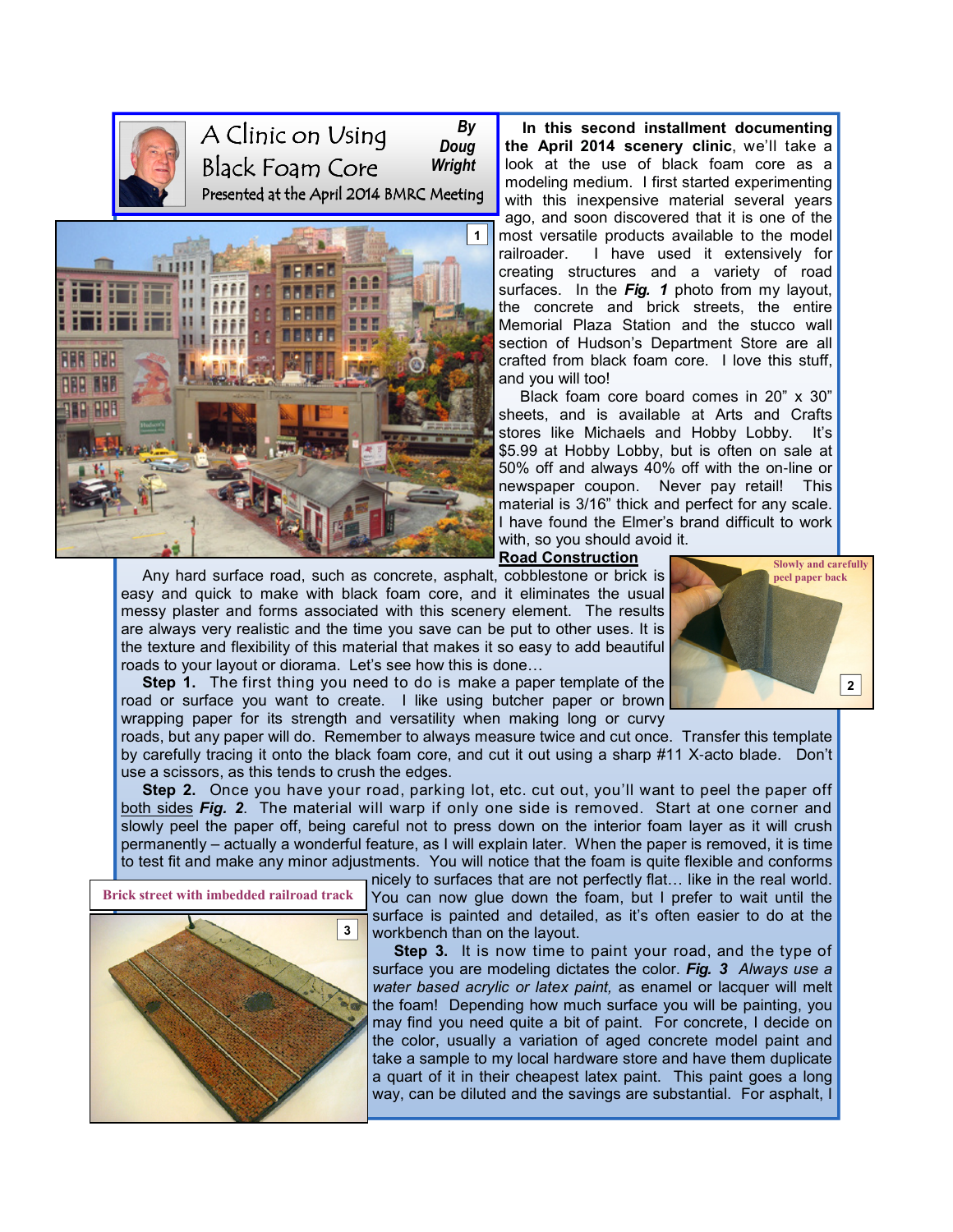# A Clinic on Using Black Foam Core

**By Doug Wright**

Presented at the April 2014 BMRC Meeting

**In this second installment documenting the April 2014 scenery clinic**, we'll take a look at the use of black foam core as a modeling medium. I first started experimenting with this inexpensive material several years ago, and soon discovered that it is one of the most versatile products available to the model railroader. I have used it extensively for creating structures and a variety of road surfaces. In the ***Fig. 1*** photo from my layout, the concrete and brick streets, the entire Memorial Plaza Station and the stucco wall section of Hudson's Department Store are all crafted from black foam core. I love this stuff, and you will too!

Black foam core board comes in 20" x 30" sheets, and is available at Arts and Crafts stores like Michaels and Hobby Lobby. It's $5.99 at Hobby Lobby, but is often on sale at 50% off and always 40% off with the on-line or newspaper coupon. Never pay retail! This material is 3/16" thick and perfect for any scale. I have found the Elmer's brand difficult to work with, so you should avoid it.

1

## Road Construction

Any hard surface road, such as concrete, asphalt, cobblestone or brick is easy and quick to make with black foam core, and it eliminates the usual messy plaster and forms associated with this scenery element. The results are always very realistic and the time you save can be put to other uses. It is the texture and flexibility of this material that makes it so easy to add beautiful roads to your layout or diorama. Let's see how this is done…

Slowly and carefully peel paper back

2

**Step 1.** The first thing you need to do is make a paper template of the road or surface you want to create. I like using butcher paper or brown wrapping paper for its strength and versatility when making long or curvy roads, but any paper will do. Remember to always measure twice and cut once. Transfer this template by carefully tracing it onto the black foam core, and cut it out using a sharp #11 X-acto blade. Don't use a scissors, as this tends to crush the edges.

**Step 2.** Once you have your road, parking lot, etc. cut out, you'll want to peel the paper off both sides ***Fig. 2***. The material will warp if only one side is removed. Start at one corner and slowly peel the paper off, being careful not to press down on the interior foam layer as it will crush permanently – actually a wonderful feature, as I will explain later. When the paper is removed, it is time to test fit and make any minor adjustments. You will notice that the foam is quite flexible and conforms nicely to surfaces that are not perfectly flat… like in the real world. You can now glue down the foam, but I prefer to wait until the surface is painted and detailed, as it's often easier to do at the workbench than on the layout.

Brick street with imbedded railroad track

3

**Step 3.** It is now time to paint your road, and the type of surface you are modeling dictates the color. ***Fig. 3*** *Always use a water based acrylic or latex paint,* as enamel or lacquer will melt the foam! Depending how much surface you will be painting, you may find you need quite a bit of paint. For concrete, I decide on the color, usually a variation of aged concrete model paint and take a sample to my local hardware store and have them duplicate a quart of it in their cheapest latex paint. This paint goes a long way, can be diluted and the savings are substantial. For asphalt, I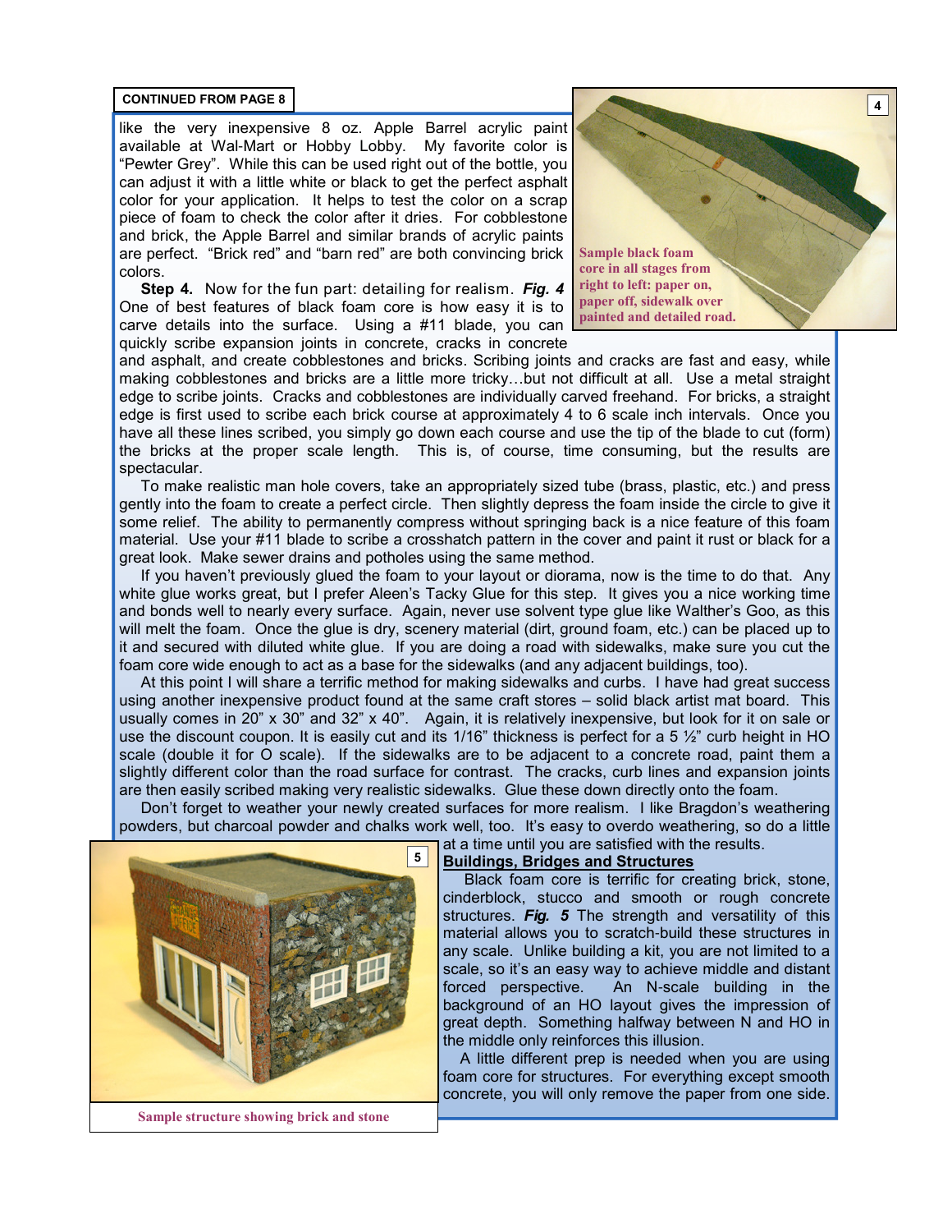**CONTINUED FROM PAGE 8**

like the very inexpensive 8 oz. Apple Barrel acrylic paint available at Wal-Mart or Hobby Lobby. My favorite color is "Pewter Grey". While this can be used right out of the bottle, you can adjust it with a little white or black to get the perfect asphalt color for your application. It helps to test the color on a scrap piece of foam to check the color after it dries. For cobblestone and brick, the Apple Barrel and similar brands of acrylic paints are perfect. "Brick red" and "barn red" are both convincing brick colors.

**Step 4.** Now for the fun part: detailing for realism. ***Fig. 4*** One of best features of black foam core is how easy it is to carve details into the surface. Using a #11 blade, you can quickly scribe expansion joints in concrete, cracks in concrete and asphalt, and create cobblestones and bricks. Scribing joints and cracks are fast and easy, while making cobblestones and bricks are a little more tricky…but not difficult at all. Use a metal straight edge to scribe joints. Cracks and cobblestones are individually carved freehand. For bricks, a straight edge is first used to scribe each brick course at approximately 4 to 6 scale inch intervals. Once you have all these lines scribed, you simply go down each course and use the tip of the blade to cut (form) the bricks at the proper scale length. This is, of course, time consuming, but the results are spectacular.

4

Sample black foam core in all stages from right to left: paper on, paper off, sidewalk over painted and detailed road.

To make realistic man hole covers, take an appropriately sized tube (brass, plastic, etc.) and press gently into the foam to create a perfect circle. Then slightly depress the foam inside the circle to give it some relief. The ability to permanently compress without springing back is a nice feature of this foam material. Use your #11 blade to scribe a crosshatch pattern in the cover and paint it rust or black for a great look. Make sewer drains and potholes using the same method.

If you haven't previously glued the foam to your layout or diorama, now is the time to do that. Any white glue works great, but I prefer Aleen's Tacky Glue for this step. It gives you a nice working time and bonds well to nearly every surface. Again, never use solvent type glue like Walther's Goo, as this will melt the foam. Once the glue is dry, scenery material (dirt, ground foam, etc.) can be placed up to it and secured with diluted white glue. If you are doing a road with sidewalks, make sure you cut the foam core wide enough to act as a base for the sidewalks (and any adjacent buildings, too).

At this point I will share a terrific method for making sidewalks and curbs. I have had great success using another inexpensive product found at the same craft stores – solid black artist mat board. This usually comes in 20" x 30" and 32" x 40". Again, it is relatively inexpensive, but look for it on sale or use the discount coupon. It is easily cut and its 1/16" thickness is perfect for a 5 ½" curb height in HO scale (double it for O scale). If the sidewalks are to be adjacent to a concrete road, paint them a slightly different color than the road surface for contrast. The cracks, curb lines and expansion joints are then easily scribed making very realistic sidewalks. Glue these down directly onto the foam.

Don't forget to weather your newly created surfaces for more realism. I like Bragdon's weathering powders, but charcoal powder and chalks work well, too. It's easy to overdo weathering, so do a little at a time until you are satisfied with the results.

## Buildings, Bridges and Structures

Black foam core is terrific for creating brick, stone, cinderblock, stucco and smooth or rough concrete structures. ***Fig. 5*** The strength and versatility of this material allows you to scratch-build these structures in any scale. Unlike building a kit, you are not limited to a scale, so it's an easy way to achieve middle and distant forced perspective. An N-scale building in the background of an HO layout gives the impression of great depth. Something halfway between N and HO in the middle only reinforces this illusion.

A little different prep is needed when you are using foam core for structures. For everything except smooth concrete, you will only remove the paper from one side.

5

Sample structure showing brick and stone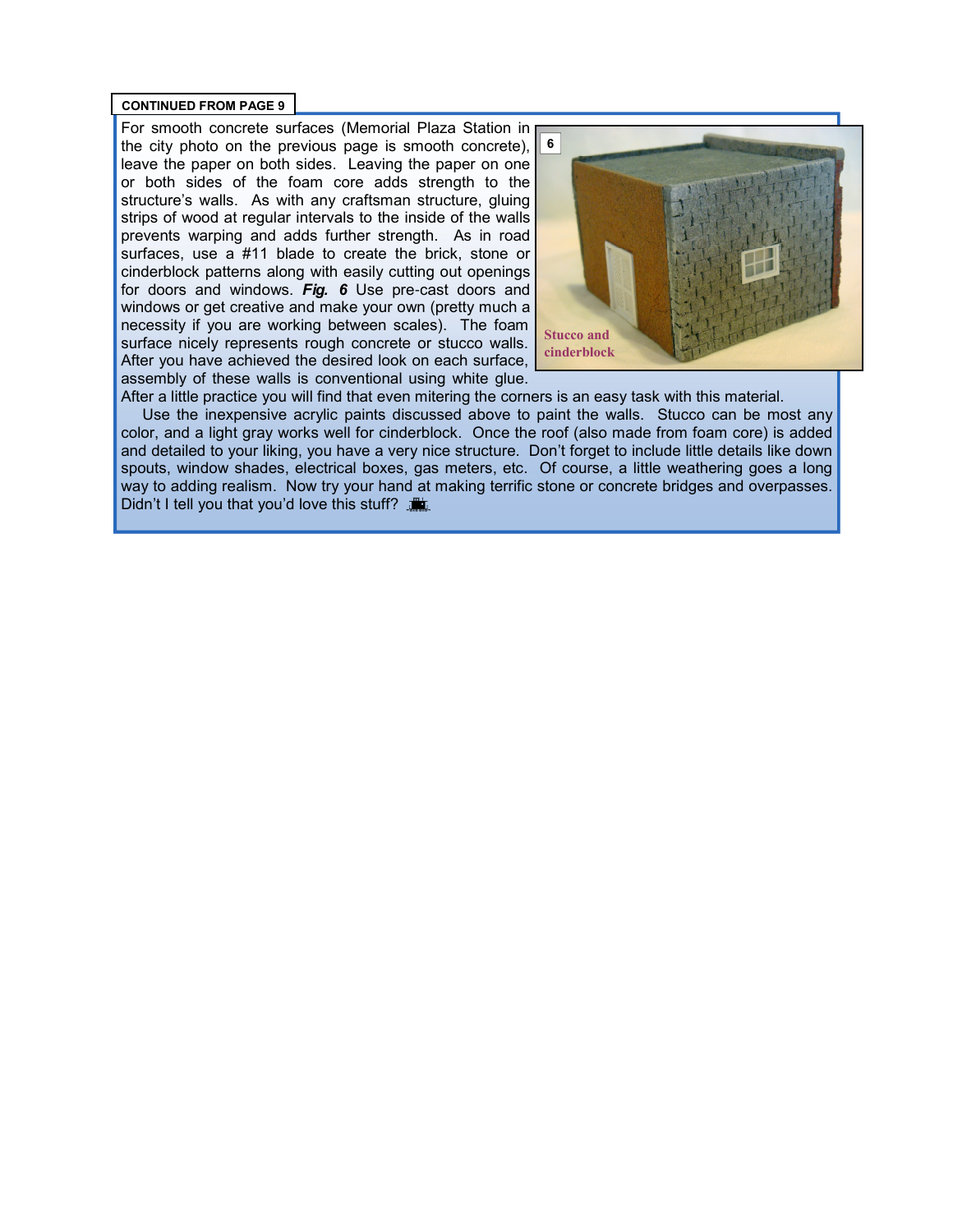**CONTINUED FROM PAGE 9**

For smooth concrete surfaces (Memorial Plaza Station in the city photo on the previous page is smooth concrete), leave the paper on both sides. Leaving the paper on one or both sides of the foam core adds strength to the structure's walls. As with any craftsman structure, gluing strips of wood at regular intervals to the inside of the walls prevents warping and adds further strength. As in road surfaces, use a #11 blade to create the brick, stone or cinderblock patterns along with easily cutting out openings for doors and windows. ***Fig. 6*** Use pre-cast doors and windows or get creative and make your own (pretty much a necessity if you are working between scales). The foam surface nicely represents rough concrete or stucco walls. After you have achieved the desired look on each surface, assembly of these walls is conventional using white glue. After a little practice you will find that even mitering the corners is an easy task with this material.

6

Stucco and cinderblock

Use the inexpensive acrylic paints discussed above to paint the walls. Stucco can be most any color, and a light gray works well for cinderblock. Once the roof (also made from foam core) is added and detailed to your liking, you have a very nice structure. Don't forget to include little details like down spouts, window shades, electrical boxes, gas meters, etc. Of course, a little weathering goes a long way to adding realism. Now try your hand at making terrific stone or concrete bridges and overpasses. Didn't I tell you that you'd love this stuff?